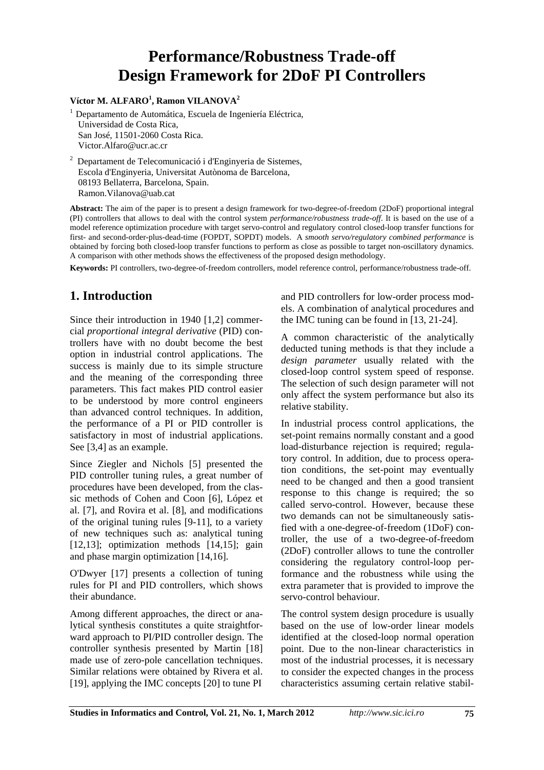# Performance/Robustness Trade-off Design Framework for 2DoF PI Controllers

**Víctor M. ALFARO[1], Ramon VILANOVA[2]**

[1] Departamento de Automática, Escuela de Ingeniería Eléctrica,
Universidad de Costa Rica,
San José, 11501-2060 Costa Rica.
Victor.Alfaro@ucr.ac.cr

[2] Departament de Telecomunicació i d'Enginyeria de Sistemes,
Escola d'Enginyeria, Universitat Autònoma de Barcelona,
08193 Bellaterra, Barcelona, Spain.
Ramon.Vilanova@uab.cat

**Abstract:** The aim of the paper is to present a design framework for two-degree-of-freedom (2DoF) proportional integral (PI) controllers that allows to deal with the control system *performance/robustness trade-off*. It is based on the use of a model reference optimization procedure with target servo-control and regulatory control closed-loop transfer functions for first- and second-order-plus-dead-time (FOPDT, SOPDT) models. A *smooth servo/regulatory combined performance* is obtained by forcing both closed-loop transfer functions to perform as close as possible to target non-oscillatory dynamics. A comparison with other methods shows the effectiveness of the proposed design methodology.

**Keywords:** PI controllers, two-degree-of-freedom controllers, model reference control, performance/robustness trade-off.

## 1. Introduction

Since their introduction in 1940 [1,2] commercial *proportional integral derivative* (PID) controllers have with no doubt become the best option in industrial control applications. The success is mainly due to its simple structure and the meaning of the corresponding three parameters. This fact makes PID control easier to be understood by more control engineers than advanced control techniques. In addition, the performance of a PI or PID controller is satisfactory in most of industrial applications. See [3,4] as an example.

Since Ziegler and Nichols [5] presented the PID controller tuning rules, a great number of procedures have been developed, from the classic methods of Cohen and Coon [6], López et al. [7], and Rovira et al. [8], and modifications of the original tuning rules [9-11], to a variety of new techniques such as: analytical tuning [12,13]; optimization methods [14,15]; gain and phase margin optimization [14,16].

O'Dwyer [17] presents a collection of tuning rules for PI and PID controllers, which shows their abundance.

Among different approaches, the direct or analytical synthesis constitutes a quite straightforward approach to PI/PID controller design. The controller synthesis presented by Martin [18] made use of zero-pole cancellation techniques. Similar relations were obtained by Rivera et al. [19], applying the IMC concepts [20] to tune PI and PID controllers for low-order process models. A combination of analytical procedures and the IMC tuning can be found in [13, 21-24].

A common characteristic of the analytically deducted tuning methods is that they include a *design parameter* usually related with the closed-loop control system speed of response. The selection of such design parameter will not only affect the system performance but also its relative stability.

In industrial process control applications, the set-point remains normally constant and a good load-disturbance rejection is required; regulatory control. In addition, due to process operation conditions, the set-point may eventually need to be changed and then a good transient response to this change is required; the so called servo-control. However, because these two demands can not be simultaneously satisfied with a one-degree-of-freedom (1DoF) controller, the use of a two-degree-of-freedom (2DoF) controller allows to tune the controller considering the regulatory control-loop performance and the robustness while using the extra parameter that is provided to improve the servo-control behaviour.

The control system design procedure is usually based on the use of low-order linear models identified at the closed-loop normal operation point. Due to the non-linear characteristics in most of the industrial processes, it is necessary to consider the expected changes in the process characteristics assuming certain relative stabil-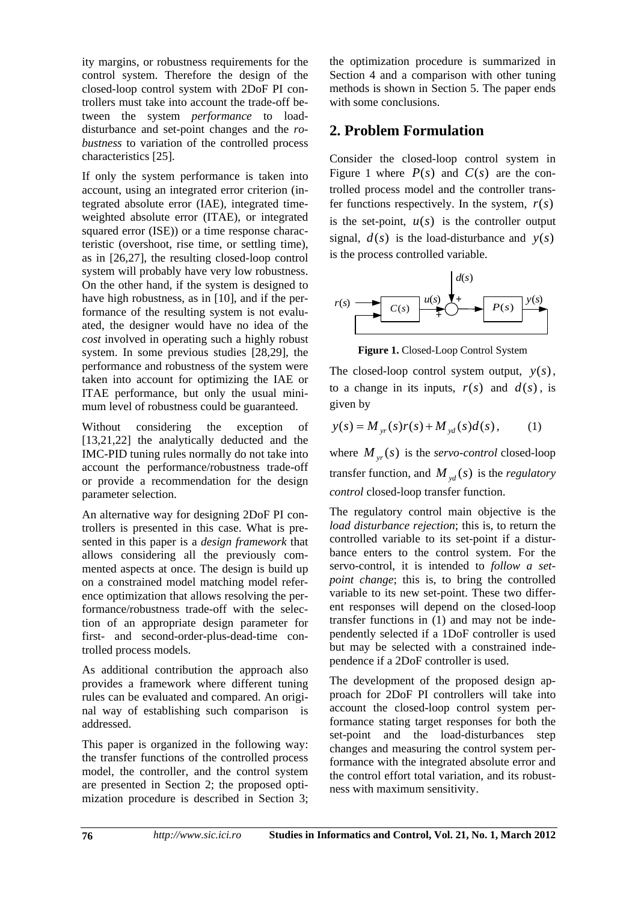ity margins, or robustness requirements for the control system. Therefore the design of the closed-loop control system with 2DoF PI controllers must take into account the trade-off between the system *performance* to load-disturbance and set-point changes and the *robustness* to variation of the controlled process characteristics [25].

If only the system performance is taken into account, using an integrated error criterion (integrated absolute error (IAE), integrated time-weighted absolute error (ITAE), or integrated squared error (ISE)) or a time response characteristic (overshoot, rise time, or settling time), as in [26,27], the resulting closed-loop control system will probably have very low robustness. On the other hand, if the system is designed to have high robustness, as in [10], and if the performance of the resulting system is not evaluated, the designer would have no idea of the *cost* involved in operating such a highly robust system. In some previous studies [28,29], the performance and robustness of the system were taken into account for optimizing the IAE or ITAE performance, but only the usual minimum level of robustness could be guaranteed.

Without considering the exception of [13,21,22] the analytically deducted and the IMC-PID tuning rules normally do not take into account the performance/robustness trade-off or provide a recommendation for the design parameter selection.

An alternative way for designing 2DoF PI controllers is presented in this case. What is presented in this paper is a *design framework* that allows considering all the previously commented aspects at once. The design is build up on a constrained model matching model reference optimization that allows resolving the performance/robustness trade-off with the selection of an appropriate design parameter for first- and second-order-plus-dead-time controlled process models.

As additional contribution the approach also provides a framework where different tuning rules can be evaluated and compared. An original way of establishing such comparison is addressed.

This paper is organized in the following way: the transfer functions of the controlled process model, the controller, and the control system are presented in Section 2; the proposed optimization procedure is described in Section 3; the optimization procedure is summarized in Section 4 and a comparison with other tuning methods is shown in Section 5. The paper ends with some conclusions.

## 2. Problem Formulation

Consider the closed-loop control system in Figure 1 where $P(s)$ and $C(s)$ are the controlled process model and the controller transfer functions respectively. In the system, $r(s)$ is the set-point, $u(s)$ is the controller output signal, $d(s)$ is the load-disturbance and $y(s)$ is the process controlled variable.

**Figure 1.** Closed-Loop Control System

The closed-loop control system output, $y(s)$, to a change in its inputs, $r(s)$ and $d(s)$, is given by

$$y(s) = M_{yr}(s)r(s) + M_{yd}(s)d(s), \qquad (1)$$

where $M_{yr}(s)$ is the *servo-control* closed-loop transfer function, and $M_{yd}(s)$ is the *regulatory control* closed-loop transfer function.

The regulatory control main objective is the *load disturbance rejection*; this is, to return the controlled variable to its set-point if a disturbance enters to the control system. For the servo-control, it is intended to *follow a set-point change*; this is, to bring the controlled variable to its new set-point. These two different responses will depend on the closed-loop transfer functions in (1) and may not be independently selected if a 1DoF controller is used but may be selected with a constrained independence if a 2DoF controller is used.

The development of the proposed design approach for 2DoF PI controllers will take into account the closed-loop control system performance stating target responses for both the set-point and the load-disturbances step changes and measuring the control system performance with the integrated absolute error and the control effort total variation, and its robustness with maximum sensitivity.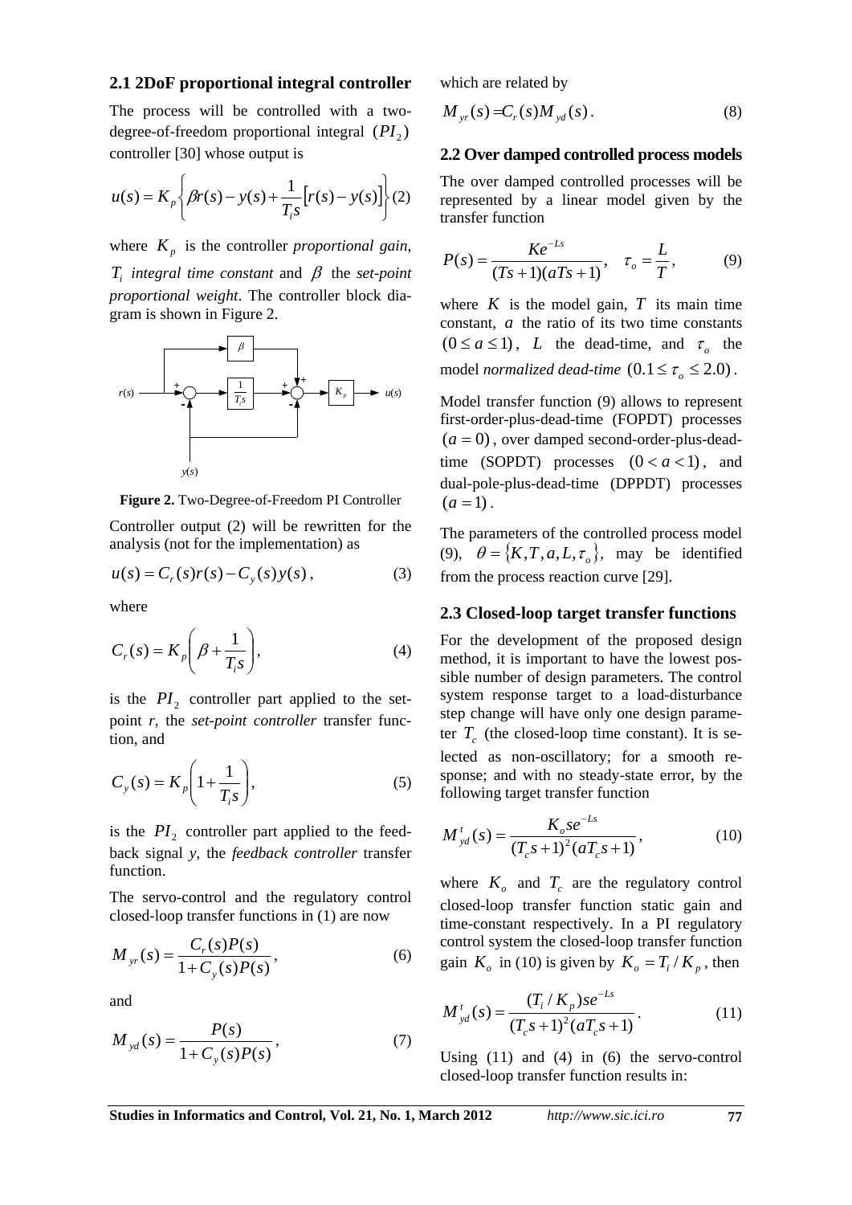### 2.1 2DoF proportional integral controller

The process will be controlled with a two-degree-of-freedom proportional integral $(PI_2)$ controller [30] whose output is

$$u(s) = K_p \left\{ \beta r(s) - y(s) + \frac{1}{T_i s}\left[ r(s) - y(s) \right] \right\} \quad (2)$$

where $K_p$ is the controller *proportional gain*, $T_i$ *integral time constant* and $\beta$ the *set-point proportional weight*. The controller block diagram is shown in Figure 2.

**Figure 2.** Two-Degree-of-Freedom PI Controller

Controller output (2) will be rewritten for the analysis (not for the implementation) as

$$u(s) = C_r(s)r(s) - C_y(s)y(s), \quad (3)$$

where

$$C_r(s) = K_p \left( \beta + \frac{1}{T_i s} \right), \quad (4)$$

is the $PI_2$ controller part applied to the set-point *r*, the *set-point controller* transfer function, and

$$C_y(s) = K_p \left( 1 + \frac{1}{T_i s} \right), \quad (5)$$

is the $PI_2$ controller part applied to the feedback signal *y*, the *feedback controller* transfer function.

The servo-control and the regulatory control closed-loop transfer functions in (1) are now

$$M_{yr}(s) = \frac{C_r(s)P(s)}{1 + C_y(s)P(s)}, \quad (6)$$

and

$$M_{yd}(s) = \frac{P(s)}{1 + C_y(s)P(s)}, \quad (7)$$

which are related by

$$M_{yr}(s) = C_r(s)M_{yd}(s). \quad (8)$$

### 2.2 Over damped controlled process models

The over damped controlled processes will be represented by a linear model given by the transfer function

$$P(s) = \frac{Ke^{-Ls}}{(Ts+1)(aTs+1)}, \quad \tau_o = \frac{L}{T}, \quad (9)$$

where $K$ is the model gain, $T$ its main time constant, $a$ the ratio of its two time constants $(0 \le a \le 1)$, $L$ the dead-time, and $\tau_o$ the model *normalized dead-time* $(0.1 \le \tau_o \le 2.0)$.

Model transfer function (9) allows to represent first-order-plus-dead-time (FOPDT) processes $(a = 0)$, over damped second-order-plus-dead-time (SOPDT) processes $(0 < a < 1)$, and dual-pole-plus-dead-time (DPPDT) processes $(a = 1)$.

The parameters of the controlled process model (9), $\theta = \{K, T, a, L, \tau_o\}$, may be identified from the process reaction curve [29].

### 2.3 Closed-loop target transfer functions

For the development of the proposed design method, it is important to have the lowest possible number of design parameters. The control system response target to a load-disturbance step change will have only one design parameter $T_c$ (the closed-loop time constant). It is selected as non-oscillatory; for a smooth response; and with no steady-state error, by the following target transfer function

$$M_{yd}^t(s) = \frac{K_o s e^{-Ls}}{(T_c s + 1)^2 (aT_c s + 1)}, \quad (10)$$

where $K_o$ and $T_c$ are the regulatory control closed-loop transfer function static gain and time-constant respectively. In a PI regulatory control system the closed-loop transfer function gain $K_o$ in (10) is given by $K_o = T_i / K_p$, then

$$M_{yd}^t(s) = \frac{(T_i / K_p) s e^{-Ls}}{(T_c s + 1)^2 (aT_c s + 1)}. \quad (11)$$

Using (11) and (4) in (6) the servo-control closed-loop transfer function results in: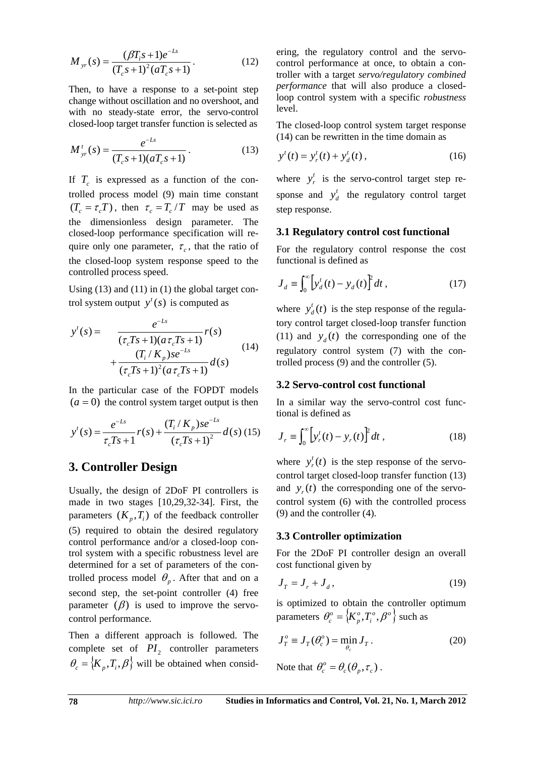$$M_{yr}(s) = \frac{(\beta T_i s + 1)e^{-Ls}}{(T_c s + 1)^2 (a T_c s + 1)}. \tag{12}$$

Then, to have a response to a set-point step change without oscillation and no overshoot, and with no steady-state error, the servo-control closed-loop target transfer function is selected as

$$M^t_{yr}(s) = \frac{e^{-Ls}}{(T_c s + 1)(a T_c s + 1)}. \tag{13}$$

If $T_c$ is expressed as a function of the controlled process model (9) main time constant $(T_c = \tau_c T)$, then $\tau_c = T_c / T$ may be used as the dimensionless design parameter. The closed-loop performance specification will require only one parameter, $\tau_c$, that the ratio of the closed-loop system response speed to the controlled process speed.

Using (13) and (11) in (1) the global target control system output $y^t(s)$ is computed as

$$y^t(s) = \frac{e^{-Ls}}{(\tau_c T s + 1)(a \tau_c T s + 1)} r(s) + \frac{(T_i / K_p) s e^{-Ls}}{(\tau_c T s + 1)^2 (a \tau_c T s + 1)} d(s) \tag{14}$$

In the particular case of the FOPDT models $(a = 0)$ the control system target output is then

$$y^t(s) = \frac{e^{-Ls}}{\tau_c T s + 1} r(s) + \frac{(T_i / K_p) s e^{-Ls}}{(\tau_c T s + 1)^2} d(s) \tag{15}$$

## 3. Controller Design

Usually, the design of 2DoF PI controllers is made in two stages [10,29,32-34]. First, the parameters $(K_p, T_i)$ of the feedback controller (5) required to obtain the desired regulatory control performance and/or a closed-loop control system with a specific robustness level are determined for a set of parameters of the controlled process model $\theta_p$. After that and on a second step, the set-point controller (4) free parameter $(\beta)$ is used to improve the servo-control performance.

Then a different approach is followed. The complete set of $PI_2$ controller parameters $\theta_c = \{K_p, T_i, \beta\}$ will be obtained when considering, the regulatory control and the servo-control performance at once, to obtain a controller with a target *servo/regulatory combined performance* that will also produce a closed-loop control system with a specific *robustness* level.

The closed-loop control system target response (14) can be rewritten in the time domain as

$$y^t(t) = y^t_r(t) + y^t_d(t), \tag{16}$$

where $y^t_r$ is the servo-control target step response and $y^t_d$ the regulatory control target step response.

### 3.1 Regulatory control cost functional

For the regulatory control response the cost functional is defined as

$$J_d \equiv \int_0^\infty \left[ y^t_d(t) - y_d(t) \right]^2 dt, \tag{17}$$

where $y^t_d(t)$ is the step response of the regulatory control target closed-loop transfer function (11) and $y_d(t)$ the corresponding one of the regulatory control system (7) with the controlled process (9) and the controller (5).

### 3.2 Servo-control cost functional

In a similar way the servo-control cost functional is defined as

$$J_r \equiv \int_0^\infty \left[ y^t_r(t) - y_r(t) \right]^2 dt, \tag{18}$$

where $y^t_r(t)$ is the step response of the servo-control target closed-loop transfer function (13) and $y_r(t)$ the corresponding one of the servo-control system (6) with the controlled process (9) and the controller (4).

### 3.3 Controller optimization

For the 2DoF PI controller design an overall cost functional given by

$$J_T = J_r + J_d, \tag{19}$$

is optimized to obtain the controller optimum parameters $\theta^o_c = \{K^o_p, T^o_i, \beta^o\}$ such as

$$J^o_T \equiv J_T(\theta^o_c) = \min_{\theta_c} J_T. \tag{20}$$

Note that $\theta^o_c = \theta_c(\theta_p, \tau_c)$.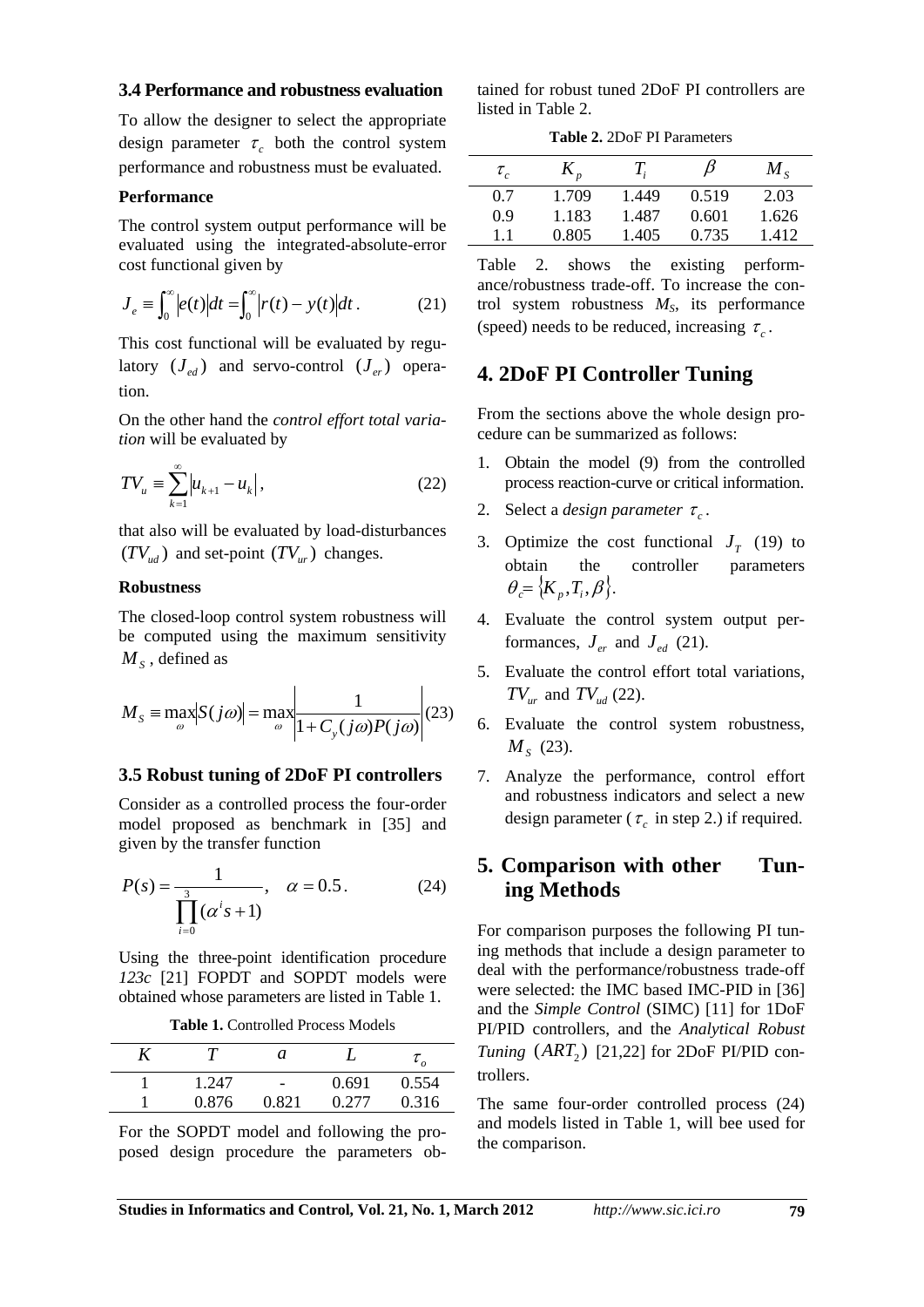### 3.4 Performance and robustness evaluation

To allow the designer to select the appropriate design parameter $\tau_c$ both the control system performance and robustness must be evaluated.

#### Performance

The control system output performance will be evaluated using the integrated-absolute-error cost functional given by

$$J_e \equiv \int_0^\infty |e(t)| dt = \int_0^\infty |r(t) - y(t)| dt . \qquad (21)$$

This cost functional will be evaluated by regulatory $(J_{ed})$ and servo-control $(J_{er})$ operation.

On the other hand the *control effort total variation* will be evaluated by

$$TV_u \equiv \sum_{k=1}^{\infty} |u_{k+1} - u_k| , \qquad (22)$$

that also will be evaluated by load-disturbances $(TV_{ud})$ and set-point $(TV_{ur})$ changes.

#### Robustness

The closed-loop control system robustness will be computed using the maximum sensitivity $M_S$, defined as

$$M_S \equiv \max_\omega |S(j\omega)| = \max_\omega \left| \frac{1}{1 + C_y(j\omega)P(j\omega)} \right| \qquad (23)$$

### 3.5 Robust tuning of 2DoF PI controllers

Consider as a controlled process the four-order model proposed as benchmark in [35] and given by the transfer function

$$P(s) = \frac{1}{\prod_{i=0}^{3} (\alpha^i s + 1)}, \quad \alpha = 0.5 . \qquad (24)$$

Using the three-point identification procedure *123c* [21] FOPDT and SOPDT models were obtained whose parameters are listed in Table 1.

**Table 1.** Controlled Process Models

| $K$ | $T$ | $a$ | $L$ | $\tau_o$ |
|---|---|---|---|---|
| 1 | 1.247 | - | 0.691 | 0.554 |
| 1 | 0.876 | 0.821 | 0.277 | 0.316 |

For the SOPDT model and following the proposed design procedure the parameters obtained for robust tuned 2DoF PI controllers are listed in Table 2.

**Table 2.** 2DoF PI Parameters

| $\tau_c$ | $K_p$ | $T_i$ | $\beta$ | $M_S$ |
|---|---|---|---|---|
| 0.7 | 1.709 | 1.449 | 0.519 | 2.03 |
| 0.9 | 1.183 | 1.487 | 0.601 | 1.626 |
| 1.1 | 0.805 | 1.405 | 0.735 | 1.412 |

Table 2. shows the existing performance/robustness trade-off. To increase the control system robustness $M_S$, its performance (speed) needs to be reduced, increasing $\tau_c$.

## 4. 2DoF PI Controller Tuning

From the sections above the whole design procedure can be summarized as follows:

1. Obtain the model (9) from the controlled process reaction-curve or critical information.
2. Select a *design parameter* $\tau_c$.
3. Optimize the cost functional $J_T$ (19) to obtain the controller parameters $\theta_c = \{K_p, T_i, \beta\}$.
4. Evaluate the control system output performances, $J_{er}$ and $J_{ed}$ (21).
5. Evaluate the control effort total variations, $TV_{ur}$ and $TV_{ud}$ (22).
6. Evaluate the control system robustness, $M_S$ (23).
7. Analyze the performance, control effort and robustness indicators and select a new design parameter ($\tau_c$ in step 2.) if required.

## 5. Comparison with other Tuning Methods

For comparison purposes the following PI tuning methods that include a design parameter to deal with the performance/robustness trade-off were selected: the IMC based IMC-PID in [36] and the *Simple Control* (SIMC) [11] for 1DoF PI/PID controllers, and the *Analytical Robust Tuning* $(ART_2)$ [21,22] for 2DoF PI/PID controllers.

The same four-order controlled process (24) and models listed in Table 1, will bee used for the comparison.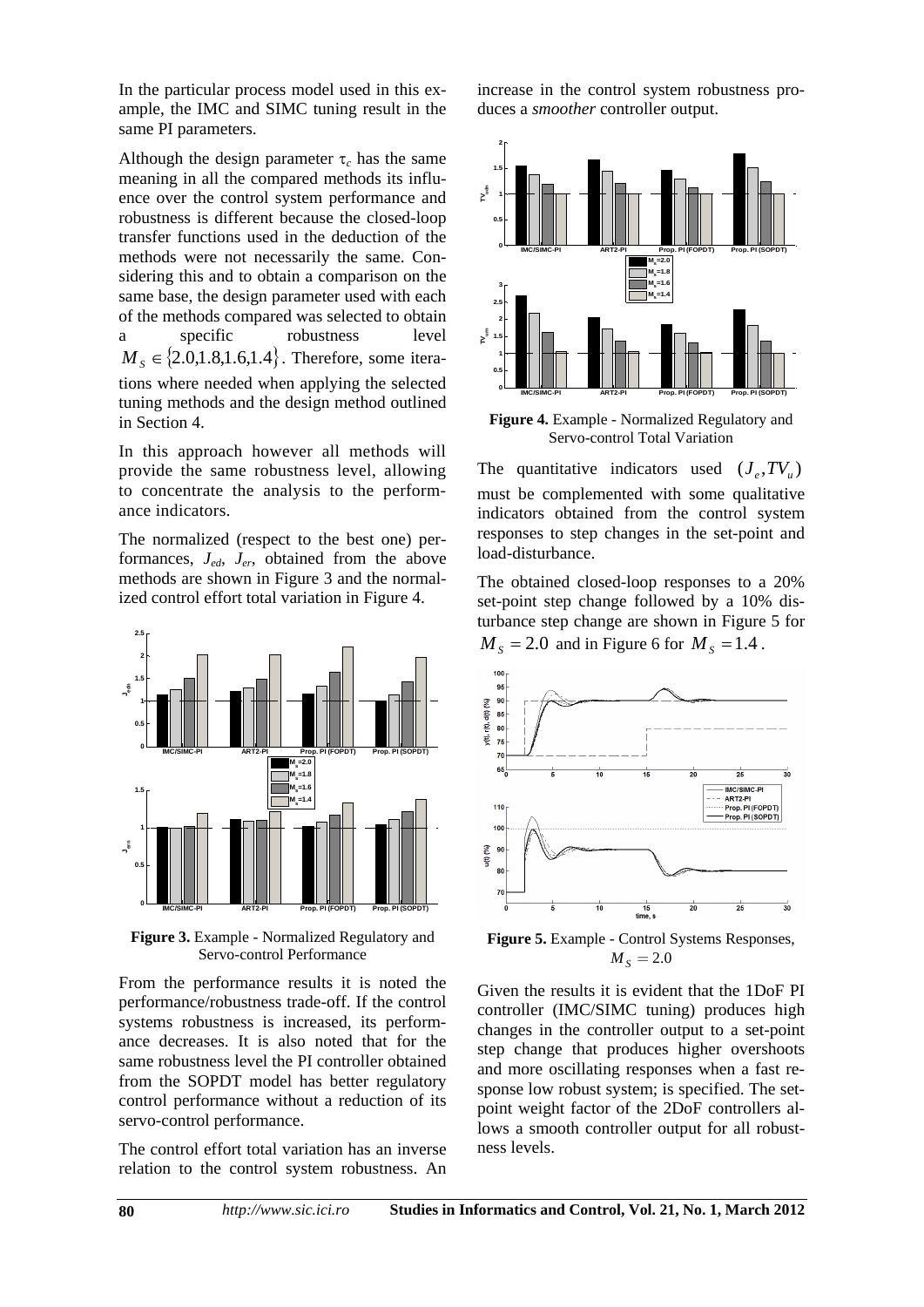In the particular process model used in this example, the IMC and SIMC tuning result in the same PI parameters.

Although the design parameter $\tau_c$ has the same meaning in all the compared methods its influence over the control system performance and robustness is different because the closed-loop transfer functions used in the deduction of the methods were not necessarily the same. Considering this and to obtain a comparison on the same base, the design parameter used with each of the methods compared was selected to obtain a specific robustness level $M_S \in \{2.0, 1.8, 1.6, 1.4\}$. Therefore, some iterations where needed when applying the selected tuning methods and the design method outlined in Section 4.

In this approach however all methods will provide the same robustness level, allowing to concentrate the analysis to the performance indicators.

The normalized (respect to the best one) performances, $J_{ed}$, $J_{er}$, obtained from the above methods are shown in Figure 3 and the normalized control effort total variation in Figure 4.

**Figure 3.** Example - Normalized Regulatory and Servo-control Performance

From the performance results it is noted the performance/robustness trade-off. If the control systems robustness is increased, its performance decreases. It is also noted that for the same robustness level the PI controller obtained from the SOPDT model has better regulatory control performance without a reduction of its servo-control performance.

The control effort total variation has an inverse relation to the control system robustness. An increase in the control system robustness produces a *smoother* controller output.

**Figure 4.** Example - Normalized Regulatory and Servo-control Total Variation

The quantitative indicators used $(J_e, TV_u)$ must be complemented with some qualitative indicators obtained from the control system responses to step changes in the set-point and load-disturbance.

The obtained closed-loop responses to a 20% set-point step change followed by a 10% disturbance step change are shown in Figure 5 for $M_S = 2.0$ and in Figure 6 for $M_S = 1.4$.

**Figure 5.** Example - Control Systems Responses, $M_S = 2.0$

Given the results it is evident that the 1DoF PI controller (IMC/SIMC tuning) produces high changes in the controller output to a set-point step change that produces higher overshoots and more oscillating responses when a fast response low robust system; is specified. The set-point weight factor of the 2DoF controllers allows a smooth controller output for all robustness levels.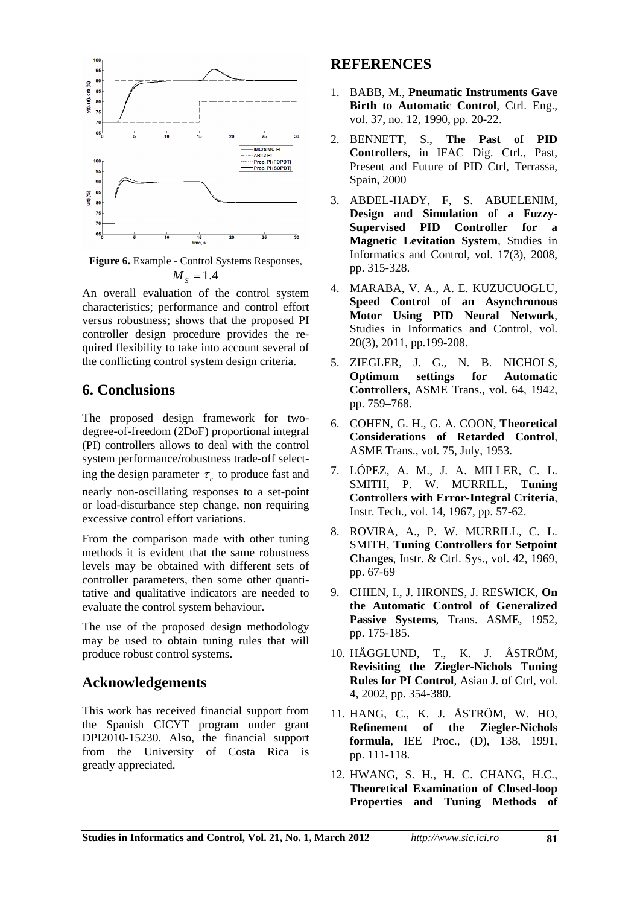**Figure 6.** Example - Control Systems Responses, $M_S = 1.4$

An overall evaluation of the control system characteristics; performance and control effort versus robustness; shows that the proposed PI controller design procedure provides the required flexibility to take into account several of the conflicting control system design criteria.

## 6. Conclusions

The proposed design framework for two-degree-of-freedom (2DoF) proportional integral (PI) controllers allows to deal with the control system performance/robustness trade-off selecting the design parameter $\tau_c$ to produce fast and nearly non-oscillating responses to a set-point or load-disturbance step change, non requiring excessive control effort variations.

From the comparison made with other tuning methods it is evident that the same robustness levels may be obtained with different sets of controller parameters, then some other quantitative and qualitative indicators are needed to evaluate the control system behaviour.

The use of the proposed design methodology may be used to obtain tuning rules that will produce robust control systems.

## Acknowledgements

This work has received financial support from the Spanish CICYT program under grant DPI2010-15230. Also, the financial support from the University of Costa Rica is greatly appreciated.

## REFERENCES

1. BABB, M., **Pneumatic Instruments Gave Birth to Automatic Control**, Ctrl. Eng., vol. 37, no. 12, 1990, pp. 20-22.
2. BENNETT, S., **The Past of PID Controllers**, in IFAC Dig. Ctrl., Past, Present and Future of PID Ctrl, Terrassa, Spain, 2000
3. ABDEL-HADY, F, S. ABUELENIM, **Design and Simulation of a Fuzzy-Supervised PID Controller for a Magnetic Levitation System**, Studies in Informatics and Control, vol. 17(3), 2008, pp. 315-328.
4. MARABA, V. A., A. E. KUZUCUOGLU, **Speed Control of an Asynchronous Motor Using PID Neural Network**, Studies in Informatics and Control, vol. 20(3), 2011, pp.199-208.
5. ZIEGLER, J. G., N. B. NICHOLS, **Optimum settings for Automatic Controllers**, ASME Trans., vol. 64, 1942, pp. 759–768.
6. COHEN, G. H., G. A. COON, **Theoretical Considerations of Retarded Control**, ASME Trans., vol. 75, July, 1953.
7. LÓPEZ, A. M., J. A. MILLER, C. L. SMITH, P. W. MURRILL, **Tuning Controllers with Error-Integral Criteria**, Instr. Tech., vol. 14, 1967, pp. 57-62.
8. ROVIRA, A., P. W. MURRILL, C. L. SMITH, **Tuning Controllers for Setpoint Changes**, Instr. & Ctrl. Sys., vol. 42, 1969, pp. 67-69
9. CHIEN, I., J. HRONES, J. RESWICK, **On the Automatic Control of Generalized Passive Systems**, Trans. ASME, 1952, pp. 175-185.
10. HÄGGLUND, T., K. J. ÅSTRÖM, **Revisiting the Ziegler-Nichols Tuning Rules for PI Control**, Asian J. of Ctrl, vol. 4, 2002, pp. 354-380.
11. HANG, C., K. J. ÅSTRÖM, W. HO, **Refinement of the Ziegler-Nichols formula**, IEE Proc., (D), 138, 1991, pp. 111-118.
12. HWANG, S. H., H. C. CHANG, H.C., **Theoretical Examination of Closed-loop Properties and Tuning Methods of**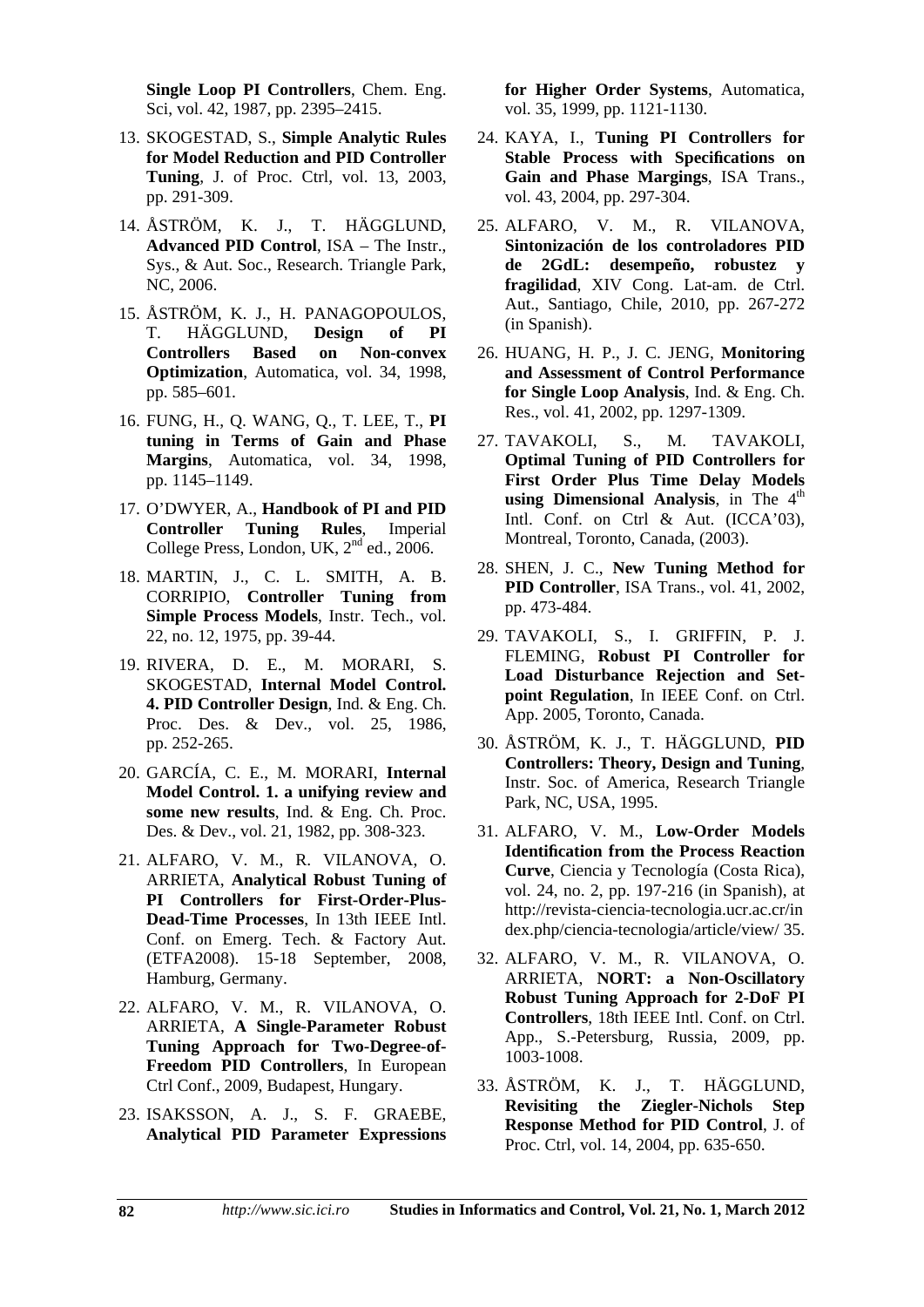**Single Loop PI Controllers**, Chem. Eng. Sci, vol. 42, 1987, pp. 2395–2415.

13. SKOGESTAD, S., **Simple Analytic Rules for Model Reduction and PID Controller Tuning**, J. of Proc. Ctrl, vol. 13, 2003, pp. 291-309.

14. ÅSTRÖM, K. J., T. HÄGGLUND, **Advanced PID Control**, ISA – The Instr., Sys., & Aut. Soc., Research. Triangle Park, NC, 2006.

15. ÅSTRÖM, K. J., H. PANAGOPOULOS, T. HÄGGLUND, **Design of PI Controllers Based on Non-convex Optimization**, Automatica, vol. 34, 1998, pp. 585–601.

16. FUNG, H., Q. WANG, Q., T. LEE, T., **PI tuning in Terms of Gain and Phase Margins**, Automatica, vol. 34, 1998, pp. 1145–1149.

17. O'DWYER, A., **Handbook of PI and PID Controller Tuning Rules**, Imperial College Press, London, UK, 2[nd] ed., 2006.

18. MARTIN, J., C. L. SMITH, A. B. CORRIPIO, **Controller Tuning from Simple Process Models**, Instr. Tech., vol. 22, no. 12, 1975, pp. 39-44.

19. RIVERA, D. E., M. MORARI, S. SKOGESTAD, **Internal Model Control. 4. PID Controller Design**, Ind. & Eng. Ch. Proc. Des. & Dev., vol. 25, 1986, pp. 252-265.

20. GARCÍA, C. E., M. MORARI, **Internal Model Control. 1. a unifying review and some new results**, Ind. & Eng. Ch. Proc. Des. & Dev., vol. 21, 1982, pp. 308-323.

21. ALFARO, V. M., R. VILANOVA, O. ARRIETA, **Analytical Robust Tuning of PI Controllers for First-Order-Plus-Dead-Time Processes**, In 13th IEEE Intl. Conf. on Emerg. Tech. & Factory Aut. (ETFA2008). 15-18 September, 2008, Hamburg, Germany.

22. ALFARO, V. M., R. VILANOVA, O. ARRIETA, **A Single-Parameter Robust Tuning Approach for Two-Degree-of-Freedom PID Controllers**, In European Ctrl Conf., 2009, Budapest, Hungary.

23. ISAKSSON, A. J., S. F. GRAEBE, **Analytical PID Parameter Expressions for Higher Order Systems**, Automatica, vol. 35, 1999, pp. 1121-1130.

24. KAYA, I., **Tuning PI Controllers for Stable Process with Specifications on Gain and Phase Margings**, ISA Trans., vol. 43, 2004, pp. 297-304.

25. ALFARO, V. M., R. VILANOVA, **Sintonización de los controladores PID de 2GdL: desempeño, robustez y fragilidad**, XIV Cong. Lat-am. de Ctrl. Aut., Santiago, Chile, 2010, pp. 267-272 (in Spanish).

26. HUANG, H. P., J. C. JENG, **Monitoring and Assessment of Control Performance for Single Loop Analysis**, Ind. & Eng. Ch. Res., vol. 41, 2002, pp. 1297-1309.

27. TAVAKOLI, S., M. TAVAKOLI, **Optimal Tuning of PID Controllers for First Order Plus Time Delay Models using Dimensional Analysis**, in The 4[th] Intl. Conf. on Ctrl & Aut. (ICCA'03), Montreal, Toronto, Canada, (2003).

28. SHEN, J. C., **New Tuning Method for PID Controller**, ISA Trans., vol. 41, 2002, pp. 473-484.

29. TAVAKOLI, S., I. GRIFFIN, P. J. FLEMING, **Robust PI Controller for Load Disturbance Rejection and Set-point Regulation**, In IEEE Conf. on Ctrl. App. 2005, Toronto, Canada.

30. ÅSTRÖM, K. J., T. HÄGGLUND, **PID Controllers: Theory, Design and Tuning**, Instr. Soc. of America, Research Triangle Park, NC, USA, 1995.

31. ALFARO, V. M., **Low-Order Models Identification from the Process Reaction Curve**, Ciencia y Tecnología (Costa Rica), vol. 24, no. 2, pp. 197-216 (in Spanish), at http://revista-ciencia-tecnologia.ucr.ac.cr/index.php/ciencia-tecnologia/article/view/ 35.

32. ALFARO, V. M., R. VILANOVA, O. ARRIETA, **NORT: a Non-Oscillatory Robust Tuning Approach for 2-DoF PI Controllers**, 18th IEEE Intl. Conf. on Ctrl. App., S.-Petersburg, Russia, 2009, pp. 1003-1008.

33. ÅSTRÖM, K. J., T. HÄGGLUND, **Revisiting the Ziegler-Nichols Step Response Method for PID Control**, J. of Proc. Ctrl, vol. 14, 2004, pp. 635-650.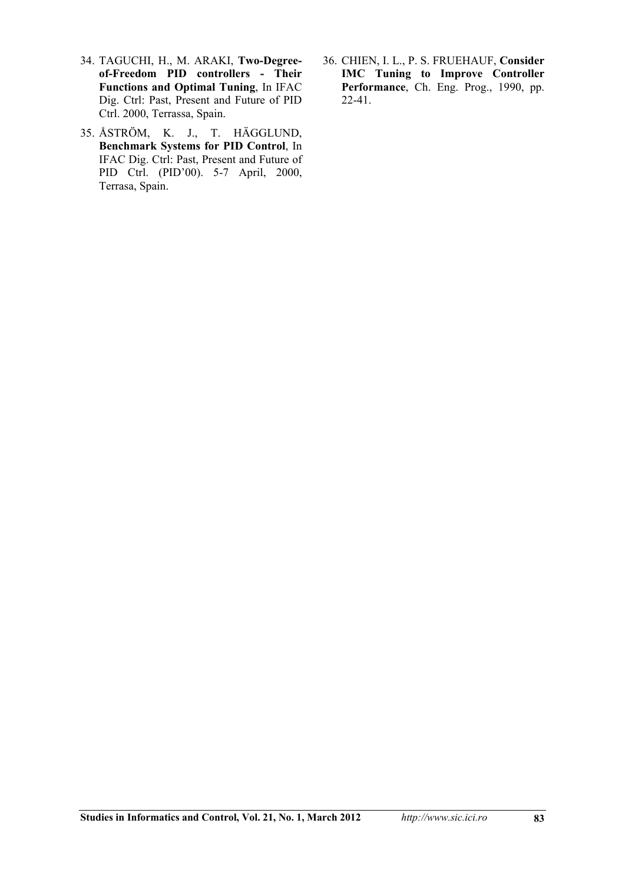34. TAGUCHI, H., M. ARAKI, **Two-Degree-of-Freedom PID controllers - Their Functions and Optimal Tuning**, In IFAC Dig. Ctrl: Past, Present and Future of PID Ctrl. 2000, Terrassa, Spain.

35. ÅSTRÖM, K. J., T. HÄGGLUND, **Benchmark Systems for PID Control**, In IFAC Dig. Ctrl: Past, Present and Future of PID Ctrl. (PID'00). 5-7 April, 2000, Terrasa, Spain.

36. CHIEN, I. L., P. S. FRUEHAUF, **Consider IMC Tuning to Improve Controller Performance**, Ch. Eng. Prog., 1990, pp. 22-41.